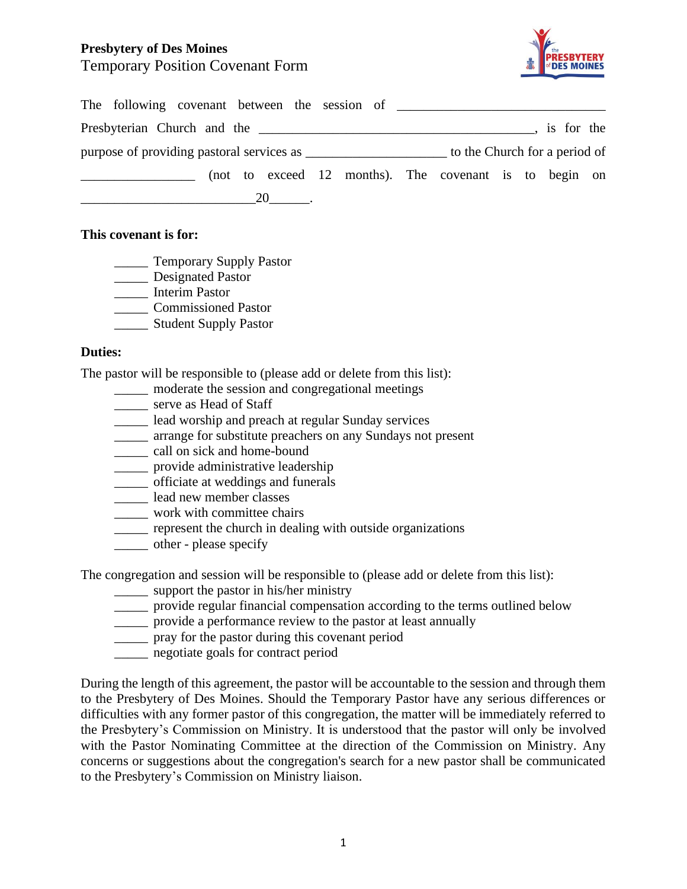**Presbytery of Des Moines**
Temporary Position Covenant Form

The following covenant between the session of ______________________________ Presbyterian Church and the ________________________________________, is for the purpose of providing pastoral services as ____________________ to the Church for a period of ________________ (not to exceed 12 months). The covenant is to begin on _________________________20______.

**This covenant is for:**

_____ Temporary Supply Pastor
_____ Designated Pastor
_____ Interim Pastor
_____ Commissioned Pastor
_____ Student Supply Pastor

**Duties:**

The pastor will be responsible to (please add or delete from this list):

_____ moderate the session and congregational meetings
_____ serve as Head of Staff
_____ lead worship and preach at regular Sunday services
_____ arrange for substitute preachers on any Sundays not present
_____ call on sick and home-bound
_____ provide administrative leadership
_____ officiate at weddings and funerals
_____ lead new member classes
_____ work with committee chairs
_____ represent the church in dealing with outside organizations
_____ other - please specify

The congregation and session will be responsible to (please add or delete from this list):

_____ support the pastor in his/her ministry
_____ provide regular financial compensation according to the terms outlined below
_____ provide a performance review to the pastor at least annually
_____ pray for the pastor during this covenant period
_____ negotiate goals for contract period

During the length of this agreement, the pastor will be accountable to the session and through them to the Presbytery of Des Moines. Should the Temporary Pastor have any serious differences or difficulties with any former pastor of this congregation, the matter will be immediately referred to the Presbytery's Commission on Ministry. It is understood that the pastor will only be involved with the Pastor Nominating Committee at the direction of the Commission on Ministry. Any concerns or suggestions about the congregation's search for a new pastor shall be communicated to the Presbytery's Commission on Ministry liaison.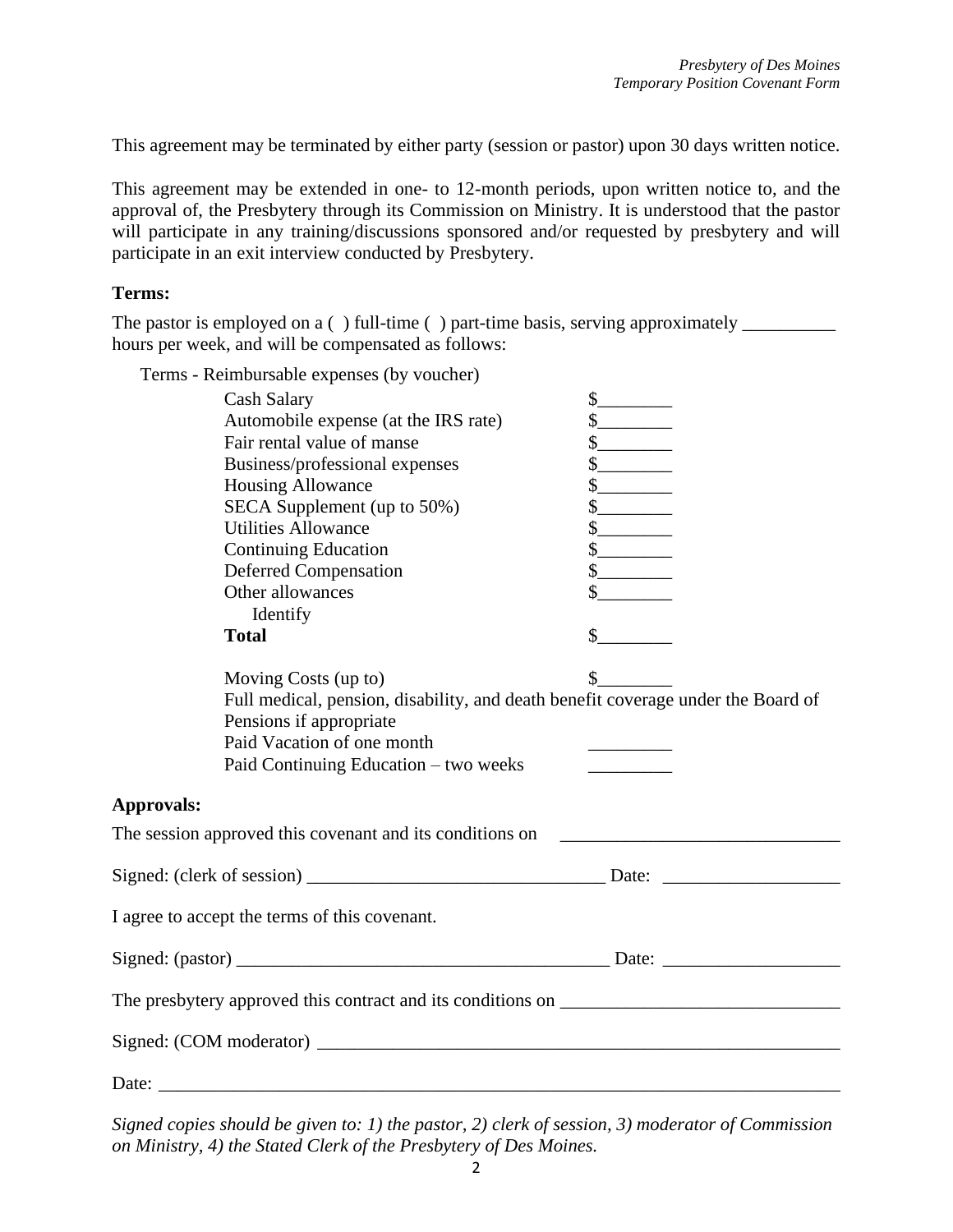This agreement may be terminated by either party (session or pastor) upon 30 days written notice.

This agreement may be extended in one- to 12-month periods, upon written notice to, and the approval of, the Presbytery through its Commission on Ministry. It is understood that the pastor will participate in any training/discussions sponsored and/or requested by presbytery and will participate in an exit interview conducted by Presbytery.

**Terms:**

The pastor is employed on a ( ) full-time ( ) part-time basis, serving approximately __________ hours per week, and will be compensated as follows:

Terms - Reimbursable expenses (by voucher)

| | |
|---|---|
| Cash Salary | $________ |
| Automobile expense (at the IRS rate) | $________ |
| Fair rental value of manse | $________ |
| Business/professional expenses | $________ |
| Housing Allowance | $________ |
| SECA Supplement (up to 50%) | $________ |
| Utilities Allowance | $________ |
| Continuing Education | $________ |
| Deferred Compensation | $________ |
| Other allowances<br>Identify | $________ |
| **Total** | $________ |

Moving Costs (up to) $________

Full medical, pension, disability, and death benefit coverage under the Board of Pensions if appropriate

Paid Vacation of one month _________

Paid Continuing Education – two weeks _________

**Approvals:**

The session approved this covenant and its conditions on ______________________________

Signed: (clerk of session) ________________________________ Date: ___________________

I agree to accept the terms of this covenant.

Signed: (pastor) ________________________________________ Date: ___________________

The presbytery approved this contract and its conditions on ______________________________

Signed: (COM moderator) ___________________________________________________________

Date: ___________________________________________________________________________

*Signed copies should be given to: 1) the pastor, 2) clerk of session, 3) moderator of Commission on Ministry, 4) the Stated Clerk of the Presbytery of Des Moines.*